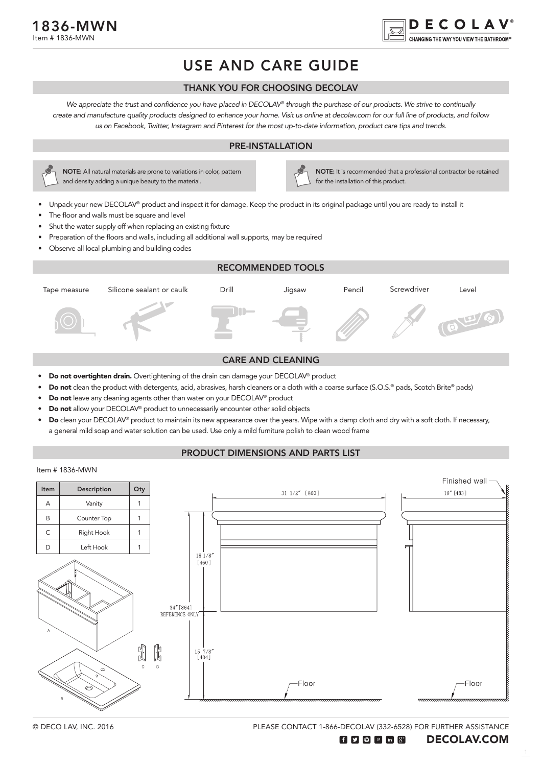# 1836-MWN

Item # 1836-MWN

DECOLAV®
CHANGING THE WAY YOU VIEW THE BATHROOM®

## USE AND CARE GUIDE

### THANK YOU FOR CHOOSING DECOLAV

*We appreciate the trust and confidence you have placed in DECOLAV® through the purchase of our products. We strive to continually create and manufacture quality products designed to enhance your home. Visit us online at decolav.com for our full line of products, and follow us on Facebook, Twitter, Instagram and Pinterest for the most up-to-date information, product care tips and trends.*

### PRE-INSTALLATION

**NOTE:** All natural materials are prone to variations in color, pattern and density adding a unique beauty to the material.

**NOTE:** It is recommended that a professional contractor be retained for the installation of this product.

- Unpack your new DECOLAV® product and inspect it for damage. Keep the product in its original package until you are ready to install it
- The floor and walls must be square and level
- Shut the water supply off when replacing an existing fixture
- Preparation of the floors and walls, including all additional wall supports, may be required
- Observe all local plumbing and building codes

### RECOMMENDED TOOLS

Tape measure, Silicone sealant or caulk, Drill, Jigsaw, Pencil, Screwdriver, Level

### CARE AND CLEANING

- **Do not overtighten drain.** Overtightening of the drain can damage your DECOLAV® product
- **Do not** clean the product with detergents, acid, abrasives, harsh cleaners or a cloth with a coarse surface (S.O.S.® pads, Scotch Brite® pads)
- **Do not** leave any cleaning agents other than water on your DECOLAV® product
- **Do not** allow your DECOLAV® product to unnecessarily encounter other solid objects
- **Do** clean your DECOLAV® product to maintain its new appearance over the years. Wipe with a damp cloth and dry with a soft cloth. If necessary, a general mild soap and water solution can be used. Use only a mild furniture polish to clean wood frame

### PRODUCT DIMENSIONS AND PARTS LIST

Item # 1836-MWN

| Item | Description | Qty |
|---|---|---|
| A | Vanity | 1 |
| B | Counter Top | 1 |
| C | Right Hook | 1 |
| D | Left Hook | 1 |

31 1/2" [800]
19" [483]
Finished wall
18 1/8" [460]
34" [864] REFERENCE ONLY
15 7/8" [404]
Floor
Floor

© DECO LAV, INC. 2016

PLEASE CONTACT 1-866-DECOLAV (332-6528) FOR FURTHER ASSISTANCE

DECOLAV.COM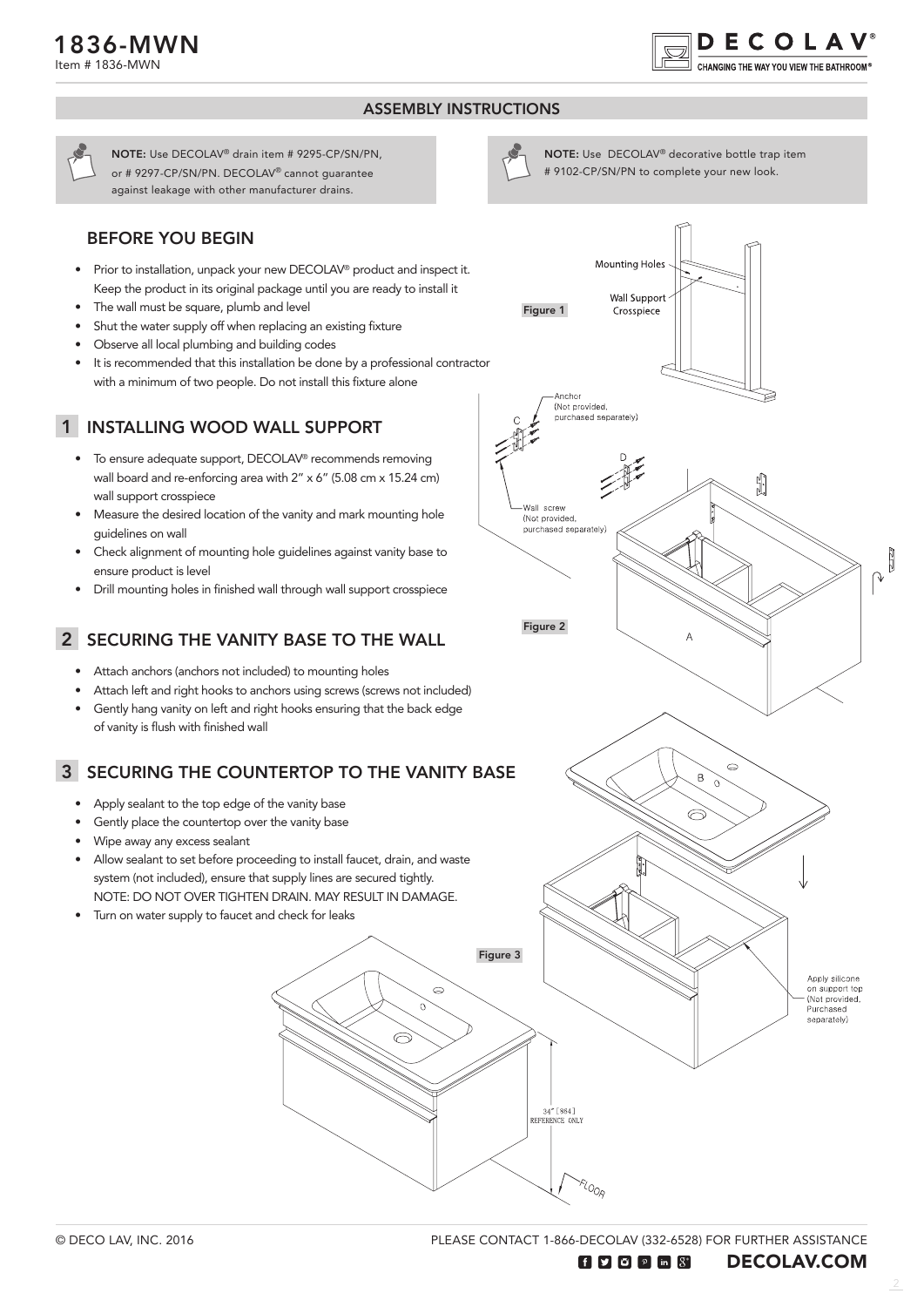# 1836-MWN

Item # 1836-MWN

## ASSEMBLY INSTRUCTIONS

**NOTE:** Use DECOLAV® drain item # 9295-CP/SN/PN, or # 9297-CP/SN/PN. DECOLAV® cannot guarantee against leakage with other manufacturer drains.

**NOTE:** Use DECOLAV® decorative bottle trap item # 9102-CP/SN/PN to complete your new look.

### BEFORE YOU BEGIN

- Prior to installation, unpack your new DECOLAV® product and inspect it. Keep the product in its original package until you are ready to install it
- The wall must be square, plumb and level
- Shut the water supply off when replacing an existing fixture
- Observe all local plumbing and building codes
- It is recommended that this installation be done by a professional contractor with a minimum of two people. Do not install this fixture alone

### 1 INSTALLING WOOD WALL SUPPORT

- To ensure adequate support, DECOLAV® recommends removing wall board and re-enforcing area with 2" x 6" (5.08 cm x 15.24 cm) wall support crosspiece
- Measure the desired location of the vanity and mark mounting hole guidelines on wall
- Check alignment of mounting hole guidelines against vanity base to ensure product is level
- Drill mounting holes in finished wall through wall support crosspiece

Figure 1

Mounting Holes

Wall Support Crosspiece

### 2 SECURING THE VANITY BASE TO THE WALL

- Attach anchors (anchors not included) to mounting holes
- Attach left and right hooks to anchors using screws (screws not included)
- Gently hang vanity on left and right hooks ensuring that the back edge of vanity is flush with finished wall

Figure 2

Anchor (Not provided, purchased separately)

Wall screw (Not provided, purchased separately)

### 3 SECURING THE COUNTERTOP TO THE VANITY BASE

- Apply sealant to the top edge of the vanity base
- Gently place the countertop over the vanity base
- Wipe away any excess sealant
- Allow sealant to set before proceeding to install faucet, drain, and waste system (not included), ensure that supply lines are secured tightly.
  NOTE: DO NOT OVER TIGHTEN DRAIN. MAY RESULT IN DAMAGE.
- Turn on water supply to faucet and check for leaks

Figure 3

Apply silicone on support top (Not provided, Purchased separately)

34" [864] REFERENCE ONLY

FLOOR

© DECO LAV, INC. 2016

PLEASE CONTACT 1-866-DECOLAV (332-6528) FOR FURTHER ASSISTANCE

DECOLAV.COM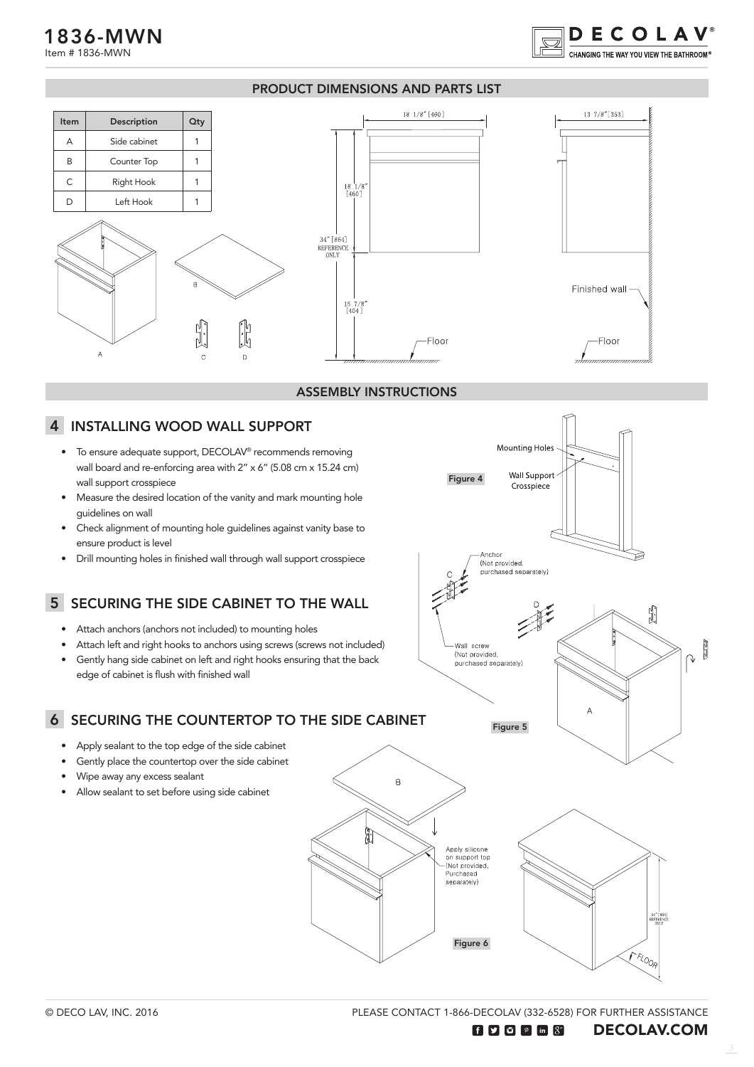# 1836-MWN

Item # 1836-MWN

## PRODUCT DIMENSIONS AND PARTS LIST

| Item | Description | Qty |
|---|---|---|
| A | Side cabinet | 1 |
| B | Counter Top | 1 |
| C | Right Hook | 1 |
| D | Left Hook | 1 |

## ASSEMBLY INSTRUCTIONS

### 4 INSTALLING WOOD WALL SUPPORT

- To ensure adequate support, DECOLAV® recommends removing wall board and re-enforcing area with 2" x 6" (5.08 cm x 15.24 cm) wall support crosspiece
- Measure the desired location of the vanity and mark mounting hole guidelines on wall
- Check alignment of mounting hole guidelines against vanity base to ensure product is level
- Drill mounting holes in finished wall through wall support crosspiece

### 5 SECURING THE SIDE CABINET TO THE WALL

- Attach anchors (anchors not included) to mounting holes
- Attach left and right hooks to anchors using screws (screws not included)
- Gently hang side cabinet on left and right hooks ensuring that the back edge of cabinet is flush with finished wall

### 6 SECURING THE COUNTERTOP TO THE SIDE CABINET

- Apply sealant to the top edge of the side cabinet
- Gently place the countertop over the side cabinet
- Wipe away any excess sealant
- Allow sealant to set before using side cabinet

© DECO LAV, INC. 2016

PLEASE CONTACT 1-866-DECOLAV (332-6528) FOR FURTHER ASSISTANCE

DECOLAV.COM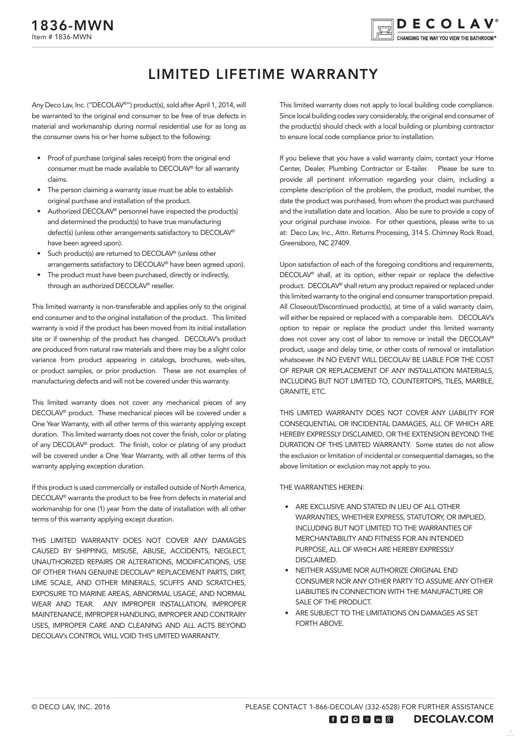# LIMITED LIFETIME WARRANTY

Any Deco Lav, Inc. ("DECOLAV®") product(s), sold after April 1, 2014, will be warranted to the original end consumer to be free of true defects in material and workmanship during normal residential use for as long as the consumer owns his or her home subject to the following:

- Proof of purchase (original sales receipt) from the original end consumer must be made available to DECOLAV® for all warranty claims.
- The person claiming a warranty issue must be able to establish original purchase and installation of the product.
- Authorized DECOLAV® personnel have inspected the product(s) and determined the product(s) to have true manufacturing defect(s) (unless other arrangements satisfactory to DECOLAV® have been agreed upon).
- Such product(s) are returned to DECOLAV® (unless other arrangements satisfactory to DECOLAV® have been agreed upon).
- The product must have been purchased, directly or indirectly, through an authorized DECOLAV® reseller.

This limited warranty is non-transferable and applies only to the original end consumer and to the original installation of the product. This limited warranty is void if the product has been moved from its initial installation site or if ownership of the product has changed. DECOLAV's product are produced from natural raw materials and there may be a slight color variance from product appearing in catalogs, brochures, web-sites, or product samples, or prior production. These are not examples of manufacturing defects and will not be covered under this warranty.

This limited warranty does not cover any mechanical pieces of any DECOLAV® product. These mechanical pieces will be covered under a One Year Warranty, with all other terms of this warranty applying except duration. This limited warranty does not cover the finish, color or plating of any DECOLAV® product. The finish, color or plating of any product will be covered under a One Year Warranty, with all other terms of this warranty applying exception duration.

If this product is used commercially or installed outside of North America, DECOLAV® warrants the product to be free from defects in material and workmanship for one (1) year from the date of installation with all other terms of this warranty applying except duration.

THIS LIMITED WARRANTY DOES NOT COVER ANY DAMAGES CAUSED BY SHIPPING, MISUSE, ABUSE, ACCIDENTS, NEGLECT, UNAUTHORIZED REPAIRS OR ALTERATIONS, MODIFICATIONS, USE OF OTHER THAN GENUINE DECOLAV® REPLACEMENT PARTS, DIRT, LIME SCALE, AND OTHER MINERALS, SCUFFS AND SCRATCHES, EXPOSURE TO MARINE AREAS, ABNORMAL USAGE, AND NORMAL WEAR AND TEAR. ANY IMPROPER INSTALLATION, IMPROPER MAINTENANCE, IMPROPER HANDLING, IMPROPER AND CONTRARY USES, IMPROPER CARE AND CLEANING AND ALL ACTS BEYOND DECOLAV's CONTROL WILL VOID THIS LIMITED WARRANTY.

This limited warranty does not apply to local building code compliance. Since local building codes vary considerably, the original end consumer of the product(s) should check with a local building or plumbing contractor to ensure local code compliance prior to installation.

If you believe that you have a valid warranty claim, contact your Home Center, Dealer, Plumbing Contractor or E-tailer. Please be sure to provide all pertinent information regarding your claim, including a complete description of the problem, the product, model number, the date the product was purchased, from whom the product was purchased and the installation date and location. Also be sure to provide a copy of your original purchase invoice. For other questions, please write to us at: Deco Lav, Inc., Attn. Returns Processing, 314 S. Chimney Rock Road, Greensboro, NC 27409.

Upon satisfaction of each of the foregoing conditions and requirements, DECOLAV® shall, at its option, either repair or replace the defective product. DECOLAV® shall return any product repaired or replaced under this limited warranty to the original end consumer transportation prepaid. All Closeout/Discontinued product(s), at time of a valid warranty claim, will either be repaired or replaced with a comparable item. DECOLAV's option to repair or replace the product under this limited warranty does not cover any cost of labor to remove or install the DECOLAV® product, usage and delay time, or other costs of removal or installation whatsoever. IN NO EVENT WILL DECOLAV BE LIABLE FOR THE COST OF REPAIR OR REPLACEMENT OF ANY INSTALLATION MATERIALS, INCLUDING BUT NOT LIMITED TO, COUNTERTOPS, TILES, MARBLE, GRANITE, ETC.

THIS LIMITED WARRANTY DOES NOT COVER ANY LIABILITY FOR CONSEQUENTIAL OR INCIDENTAL DAMAGES, ALL OF WHICH ARE HEREBY EXPRESSLY DISCLAIMED, OR THE EXTENSION BEYOND THE DURATION OF THIS LIMITED WARRANTY. Some states do not allow the exclusion or limitation of incidental or consequential damages, so the above limitation or exclusion may not apply to you.

THE WARRANTIES HEREIN:

- ARE EXCLUSIVE AND STATED IN LIEU OF ALL OTHER WARRANTIES, WHETHER EXPRESS, STATUTORY, OR IMPLIED, INCLUDING BUT NOT LIMITED TO THE WARRANTIES OF MERCHANTABILITY AND FITNESS FOR AN INTENDED PURPOSE, ALL OF WHICH ARE HEREBY EXPRESSLY DISCLAIMED.
- NEITHER ASSUME NOR AUTHORIZE ORIGINAL END CONSUMER NOR ANY OTHER PARTY TO ASSUME ANY OTHER LIABILITIES IN CONNECTION WITH THE MANUFACTURE OR SALE OF THE PRODUCT.
- ARE SUBJECT TO THE LIMITATIONS ON DAMAGES AS SET FORTH ABOVE.